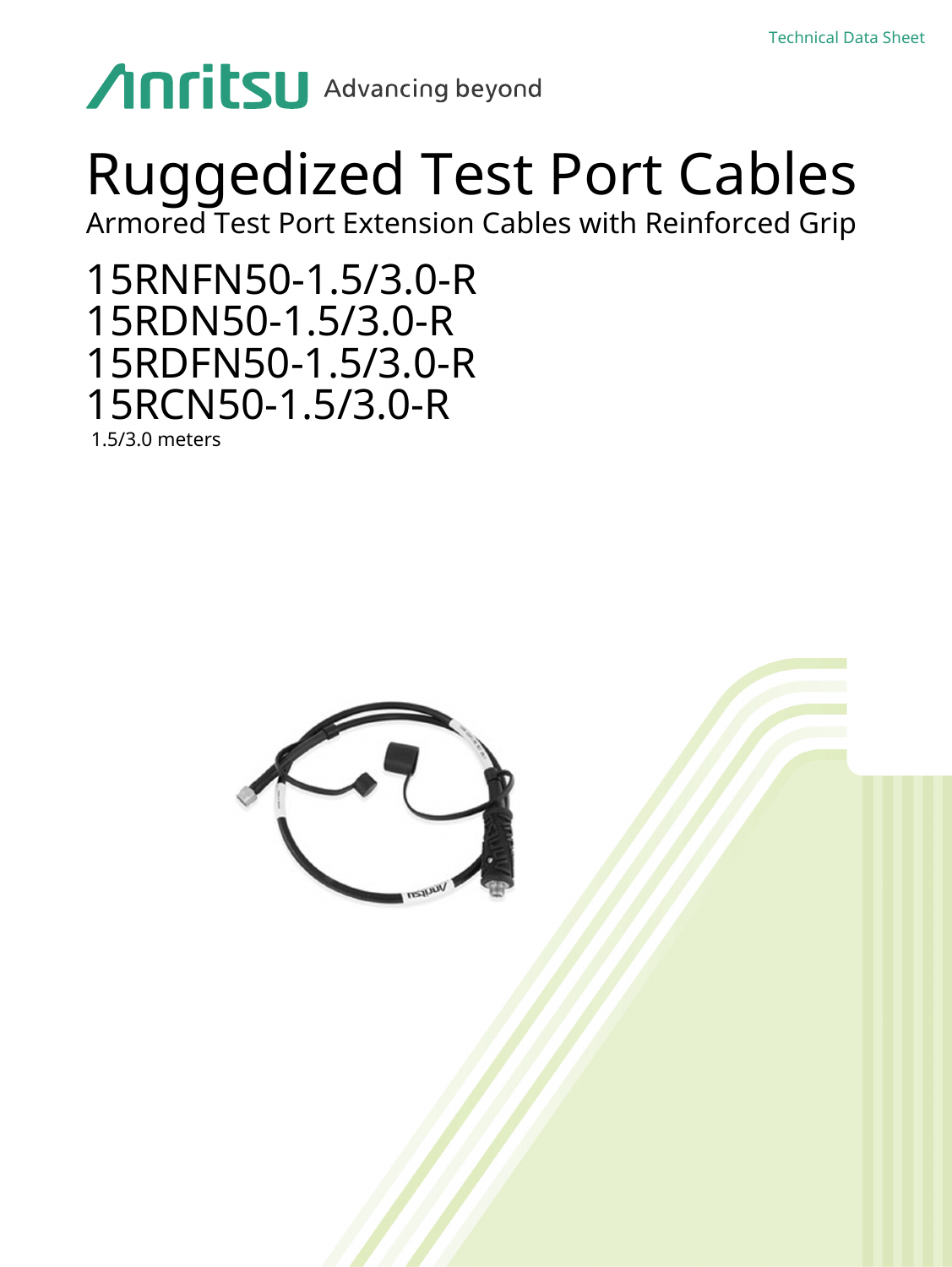Technical Data Sheet

Anritsu Advancing beyond

# Ruggedized Test Port Cables

## Armored Test Port Extension Cables with Reinforced Grip

## 15RNFN50-1.5/3.0-R
## 15RDN50-1.5/3.0-R
## 15RDFN50-1.5/3.0-R
## 15RCN50-1.5/3.0-R

1.5/3.0 meters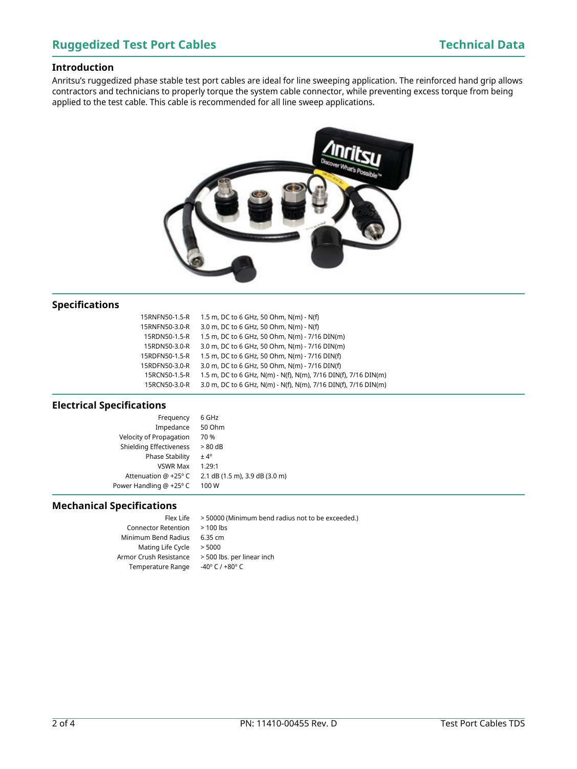## Introduction

Anritsu's ruggedized phase stable test port cables are ideal for line sweeping application. The reinforced hand grip allows contractors and technicians to properly torque the system cable connector, while preventing excess torque from being applied to the test cable. This cable is recommended for all line sweep applications.

## Specifications

| | |
|---|---|
| 15RNFN50-1.5-R | 1.5 m, DC to 6 GHz, 50 Ohm, N(m) - N(f) |
| 15RNFN50-3.0-R | 3.0 m, DC to 6 GHz, 50 Ohm, N(m) - N(f) |
| 15RDN50-1.5-R | 1.5 m, DC to 6 GHz, 50 Ohm, N(m) - 7/16 DIN(m) |
| 15RDN50-3.0-R | 3.0 m, DC to 6 GHz, 50 Ohm, N(m) - 7/16 DIN(m) |
| 15RDFN50-1.5-R | 1.5 m, DC to 6 GHz, 50 Ohm, N(m) - 7/16 DIN(f) |
| 15RDFN50-3.0-R | 3.0 m, DC to 6 GHz, 50 Ohm, N(m) - 7/16 DIN(f) |
| 15RCN50-1.5-R | 1.5 m, DC to 6 GHz, N(m) - N(f), N(m), 7/16 DIN(f), 7/16 DIN(m) |
| 15RCN50-3.0-R | 3.0 m, DC to 6 GHz, N(m) - N(f), N(m), 7/16 DIN(f), 7/16 DIN(m) |

## Electrical Specifications

| | |
|---|---|
| Frequency | 6 GHz |
| Impedance | 50 Ohm |
| Velocity of Propagation | 70 % |
| Shielding Effectiveness | > 80 dB |
| Phase Stability | ± 4° |
| VSWR Max | 1.29:1 |
| Attenuation @ +25° C | 2.1 dB (1.5 m), 3.9 dB (3.0 m) |
| Power Handling @ +25° C | 100 W |

## Mechanical Specifications

| | |
|---|---|
| Flex Life | > 50000 (Minimum bend radius not to be exceeded.) |
| Connector Retention | > 100 lbs |
| Minimum Bend Radius | 6.35 cm |
| Mating Life Cycle | > 5000 |
| Armor Crush Resistance | > 500 lbs. per linear inch |
| Temperature Range | -40° C / +80° C |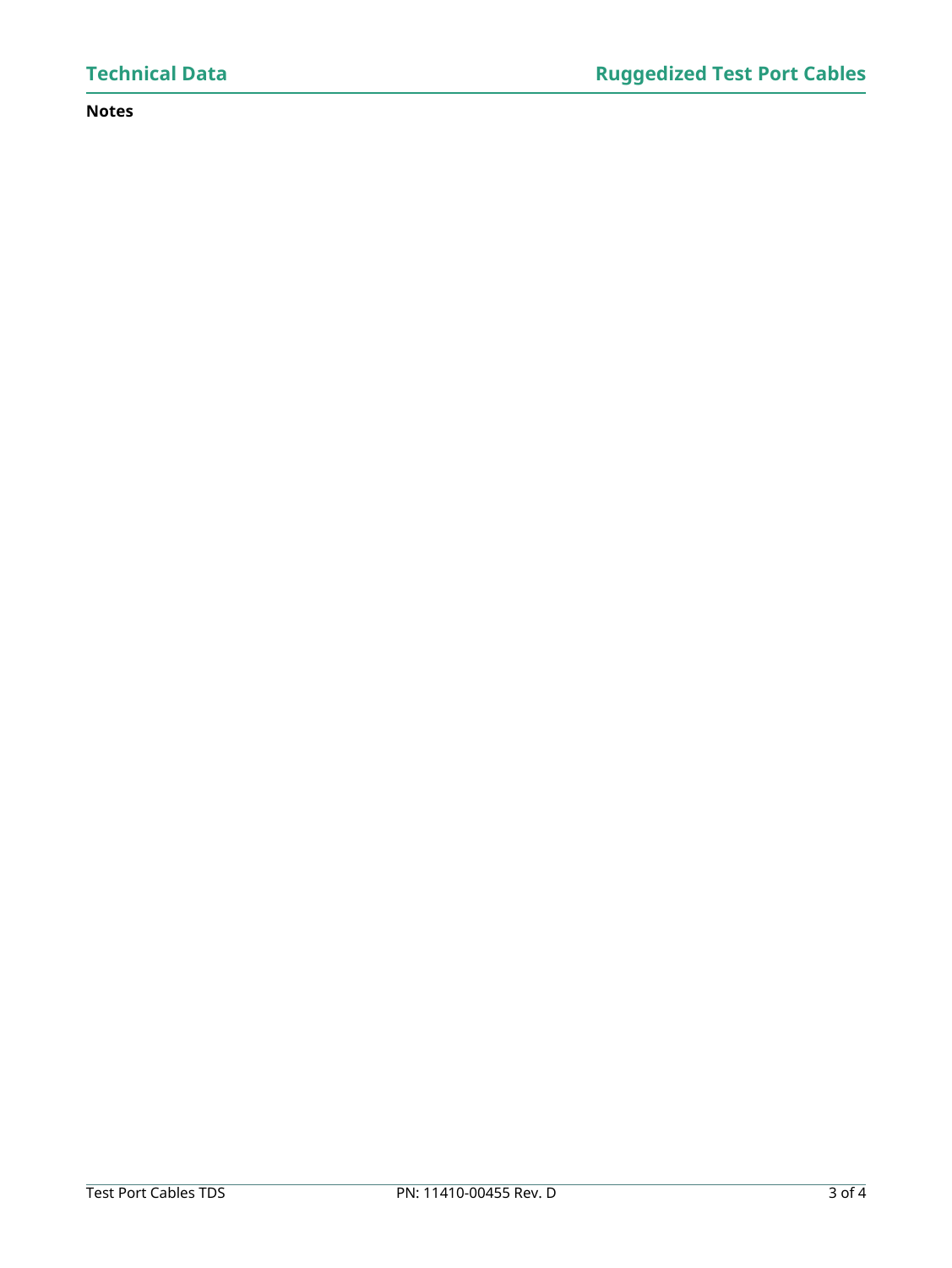**Notes**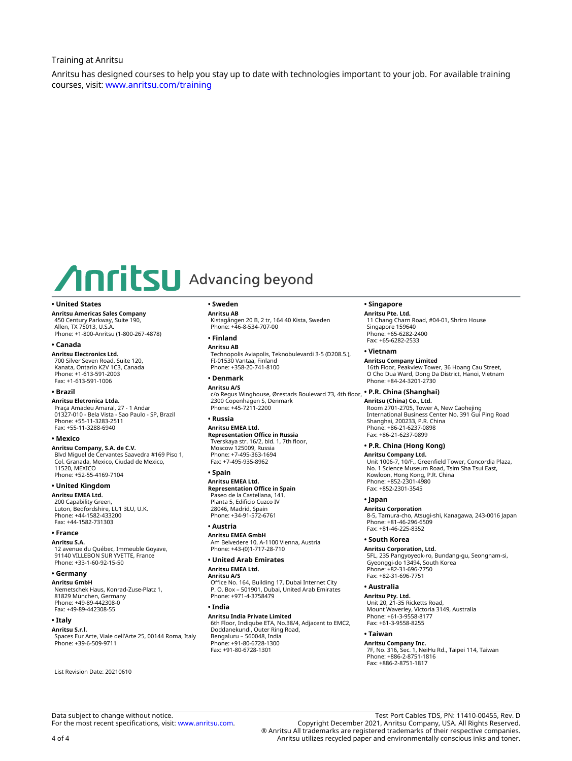Training at Anritsu

Anritsu has designed courses to help you stay up to date with technologies important to your job. For available training courses, visit: www.anritsu.com/training

Anritsu Advancing beyond

**• United States**

**Anritsu Americas Sales Company**
450 Century Parkway, Suite 190,
Allen, TX 75013, U.S.A.
Phone: +1-800-Anritsu (1-800-267-4878)

**• Canada**

**Anritsu Electronics Ltd.**
700 Silver Seven Road, Suite 120,
Kanata, Ontario K2V 1C3, Canada
Phone: +1-613-591-2003
Fax: +1-613-591-1006

**• Brazil**

**Anritsu Eletronica Ltda.**
Praça Amadeu Amaral, 27 - 1 Andar
01327-010 - Bela Vista - Sao Paulo - SP, Brazil
Phone: +55-11-3283-2511
Fax: +55-11-3288-6940

**• Mexico**

**Anritsu Company, S.A. de C.V.**
Blvd Miguel de Cervantes Saavedra #169 Piso 1,
Col. Granada, Mexico, Ciudad de Mexico,
11520, MEXICO
Phone: +52-55-4169-7104

**• United Kingdom**

**Anritsu EMEA Ltd.**
200 Capability Green,
Luton, Bedfordshire, LU1 3LU, U.K.
Phone: +44-1582-433200
Fax: +44-1582-731303

**• France**

**Anritsu S.A.**
12 avenue du Québec, Immeuble Goyave,
91140 VILLEBON SUR YVETTE, France
Phone: +33-1-60-92-15-50

**• Germany**

**Anritsu GmbH**
Nemetschek Haus, Konrad-Zuse-Platz 1,
81829 München, Germany
Phone: +49-89-442308-0
Fax: +49-89-442308-55

**• Italy**

**Anritsu S.r.l.**
Spaces Eur Arte, Viale dell'Arte 25, 00144 Roma, Italy
Phone: +39-6-509-9711

**• Sweden**

**Anritsu AB**
Kistagången 20 B, 2 tr, 164 40 Kista, Sweden
Phone: +46-8-534-707-00

**• Finland**

**Anritsu AB**
Technopolis Aviapolis, Teknobulevardi 3-5 (D208.5.),
FI-01530 Vantaa, Finland
Phone: +358-20-741-8100

**• Denmark**

**Anritsu A/S**
c/o Regus Winghouse, Ørestads Boulevard 73, 4th floor,
2300 Copenhagen S, Denmark
Phone: +45-7211-2200

**• Russia**

**Anritsu EMEA Ltd.**
**Representation Office in Russia**
Tverskaya str. 16/2, bld. 1, 7th floor,
Moscow 125009, Russia
Phone: +7-495-363-1694
Fax: +7-495-935-8962

**• Spain**

**Anritsu EMEA Ltd.**
**Representation Office in Spain**
Paseo de la Castellana, 141.
Planta 5, Edificio Cuzco IV
28046, Madrid, Spain
Phone: +34-91-572-6761

**• Austria**

**Anritsu EMEA GmbH**
Am Belvedere 10, A-1100 Vienna, Austria
Phone: +43-(0)1-717-28-710

**• United Arab Emirates**

**Anritsu EMEA Ltd.**
**Anritsu A/S**
Office No. 164, Building 17, Dubai Internet City
P. O. Box – 501901, Dubai, United Arab Emirates
Phone: +971-4-3758479

**• India**

**Anritsu India Private Limited**
6th Floor, Indiqube ETA, No.38/4, Adjacent to EMC2,
Doddanekundi, Outer Ring Road,
Bengaluru – 560048, India
Phone: +91-80-6728-1300
Fax: +91-80-6728-1301

**• Singapore**

**Anritsu Pte. Ltd.**
11 Chang Charn Road, #04-01, Shriro House
Singapore 159640
Phone: +65-6282-2400
Fax: +65-6282-2533

**• Vietnam**

**Anritsu Company Limited**
16th Floor, Peakview Tower, 36 Hoang Cau Street,
O Cho Dua Ward, Dong Da District, Hanoi, Vietnam
Phone: +84-24-3201-2730

**• P.R. China (Shanghai)**

**Anritsu (China) Co., Ltd.**
Room 2701-2705, Tower A, New Caohejing
International Business Center No. 391 Gui Ping Road
Shanghai, 200233, P.R. China
Phone: +86-21-6237-0898
Fax: +86-21-6237-0899

**• P.R. China (Hong Kong)**

**Anritsu Company Ltd.**
Unit 1006-7, 10/F., Greenfield Tower, Concordia Plaza,
No. 1 Science Museum Road, Tsim Sha Tsui East,
Kowloon, Hong Kong, P.R. China
Phone: +852-2301-4980
Fax: +852-2301-3545

**• Japan**

**Anritsu Corporation**
8-5, Tamura-cho, Atsugi-shi, Kanagawa, 243-0016 Japan
Phone: +81-46-296-6509
Fax: +81-46-225-8352

**• South Korea**

**Anritsu Corporation, Ltd.**
5FL, 235 Pangyoyeok-ro, Bundang-gu, Seongnam-si,
Gyeonggi-do 13494, South Korea
Phone: +82-31-696-7750
Fax: +82-31-696-7751

**• Australia**

**Anritsu Pty. Ltd.**
Unit 20, 21-35 Ricketts Road,
Mount Waverley, Victoria 3149, Australia
Phone: +61-3-9558-8177
Fax: +61-3-9558-8255

**• Taiwan**

**Anritsu Company Inc.**
7F, No. 316, Sec. 1, NeiHu Rd., Taipei 114, Taiwan
Phone: +886-2-8751-1816
Fax: +886-2-8751-1817

List Revision Date: 20210610

Data subject to change without notice.
For the most recent specifications, visit: www.anritsu.com.

Test Port Cables TDS, PN: 11410-00455, Rev. D
Copyright December 2021, Anritsu Company, USA. All Rights Reserved.
® Anritsu All trademarks are registered trademarks of their respective companies.
Anritsu utilizes recycled paper and environmentally conscious inks and toner.